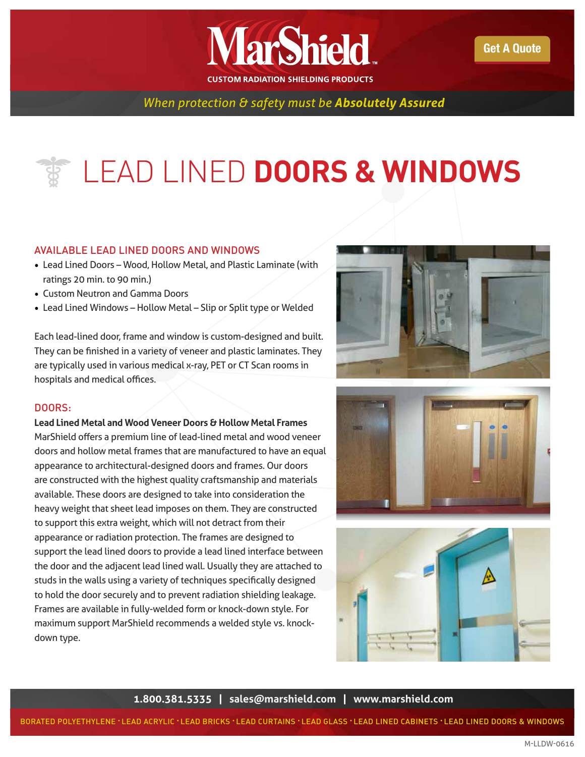# MarShield

CUSTOM RADIATION SHIELDING PRODUCTS

Get A Quote

*When protection & safety must be **Absolutely Assured***

# LEAD LINED **DOORS & WINDOWS**

## AVAILABLE LEAD LINED DOORS AND WINDOWS

- Lead Lined Doors – Wood, Hollow Metal, and Plastic Laminate (with ratings 20 min. to 90 min.)
- Custom Neutron and Gamma Doors
- Lead Lined Windows – Hollow Metal – Slip or Split type or Welded

Each lead-lined door, frame and window is custom-designed and built. They can be finished in a variety of veneer and plastic laminates. They are typically used in various medical x-ray, PET or CT Scan rooms in hospitals and medical offices.

## DOORS:

**Lead Lined Metal and Wood Veneer Doors & Hollow Metal Frames**

MarShield offers a premium line of lead-lined metal and wood veneer doors and hollow metal frames that are manufactured to have an equal appearance to architectural-designed doors and frames. Our doors are constructed with the highest quality craftsmanship and materials available. These doors are designed to take into consideration the heavy weight that sheet lead imposes on them. They are constructed to support this extra weight, which will not detract from their appearance or radiation protection. The frames are designed to support the lead lined doors to provide a lead lined interface between the door and the adjacent lead lined wall. Usually they are attached to studs in the walls using a variety of techniques specifically designed to hold the door securely and to prevent radiation shielding leakage. Frames are available in fully-welded form or knock-down style. For maximum support MarShield recommends a welded style vs. knock-down type.

**1.800.381.5335 | sales@marshield.com | www.marshield.com**

BORATED POLYETHYLENE · LEAD ACRYLIC · LEAD BRICKS · LEAD CURTAINS · LEAD GLASS · LEAD LINED CABINETS · LEAD LINED DOORS & WINDOWS

M-LLDW-0616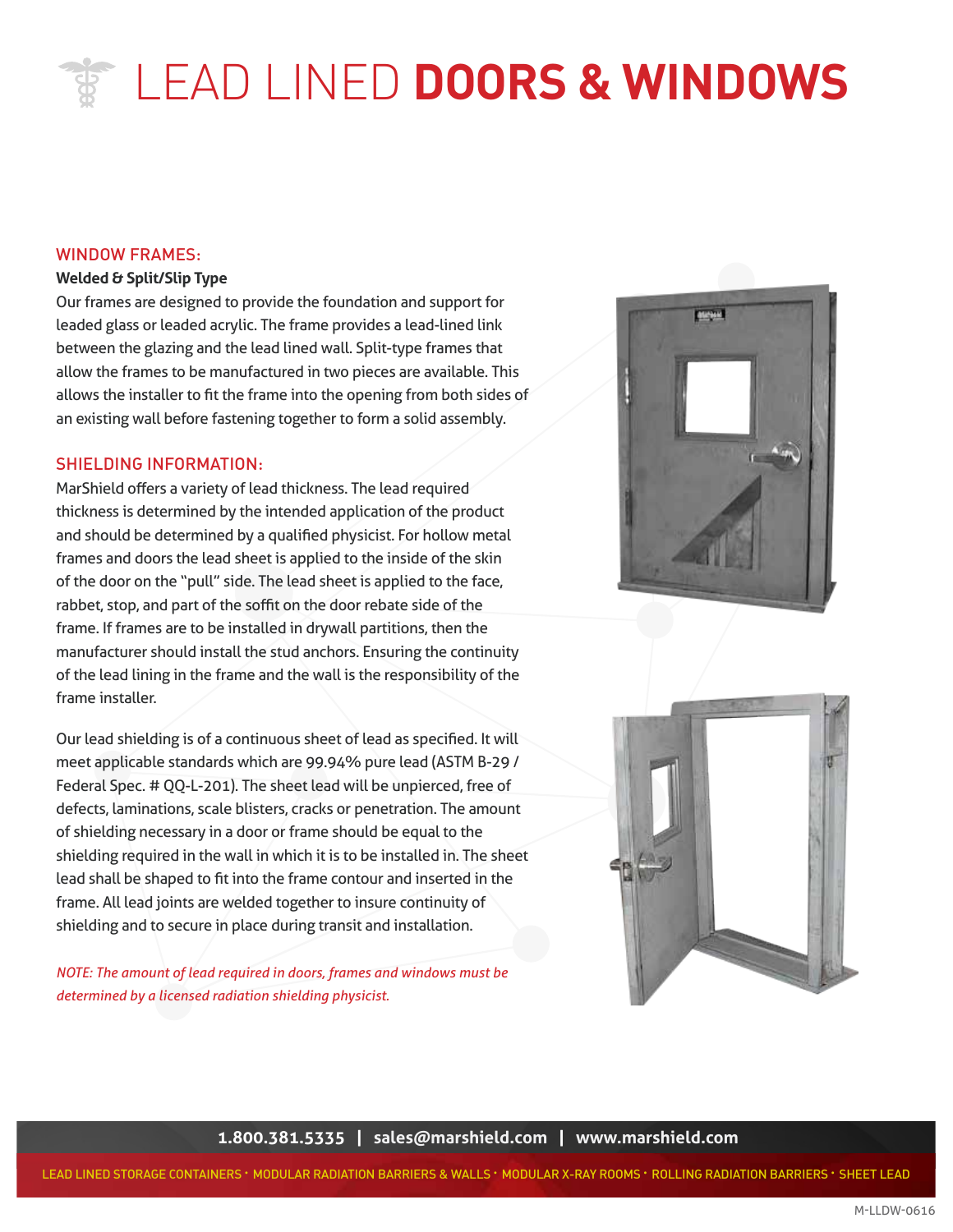# LEAD LINED **DOORS & WINDOWS**

## WINDOW FRAMES:

**Welded & Split/Slip Type**

Our frames are designed to provide the foundation and support for leaded glass or leaded acrylic. The frame provides a lead-lined link between the glazing and the lead lined wall. Split-type frames that allow the frames to be manufactured in two pieces are available. This allows the installer to fit the frame into the opening from both sides of an existing wall before fastening together to form a solid assembly.

## SHIELDING INFORMATION:

MarShield offers a variety of lead thickness. The lead required thickness is determined by the intended application of the product and should be determined by a qualified physicist. For hollow metal frames and doors the lead sheet is applied to the inside of the skin of the door on the "pull" side. The lead sheet is applied to the face, rabbet, stop, and part of the soffit on the door rebate side of the frame. If frames are to be installed in drywall partitions, then the manufacturer should install the stud anchors. Ensuring the continuity of the lead lining in the frame and the wall is the responsibility of the frame installer.

Our lead shielding is of a continuous sheet of lead as specified. It will meet applicable standards which are 99.94% pure lead (ASTM B-29 / Federal Spec. # QQ-L-201). The sheet lead will be unpierced, free of defects, laminations, scale blisters, cracks or penetration. The amount of shielding necessary in a door or frame should be equal to the shielding required in the wall in which it is to be installed in. The sheet lead shall be shaped to fit into the frame contour and inserted in the frame. All lead joints are welded together to insure continuity of shielding and to secure in place during transit and installation.

*NOTE: The amount of lead required in doors, frames and windows must be determined by a licensed radiation shielding physicist.*

**1.800.381.5335 | sales@marshield.com | www.marshield.com**

LEAD LINED STORAGE CONTAINERS · MODULAR RADIATION BARRIERS & WALLS · MODULAR X-RAY ROOMS · ROLLING RADIATION BARRIERS · SHEET LEAD

M-LLDW-0616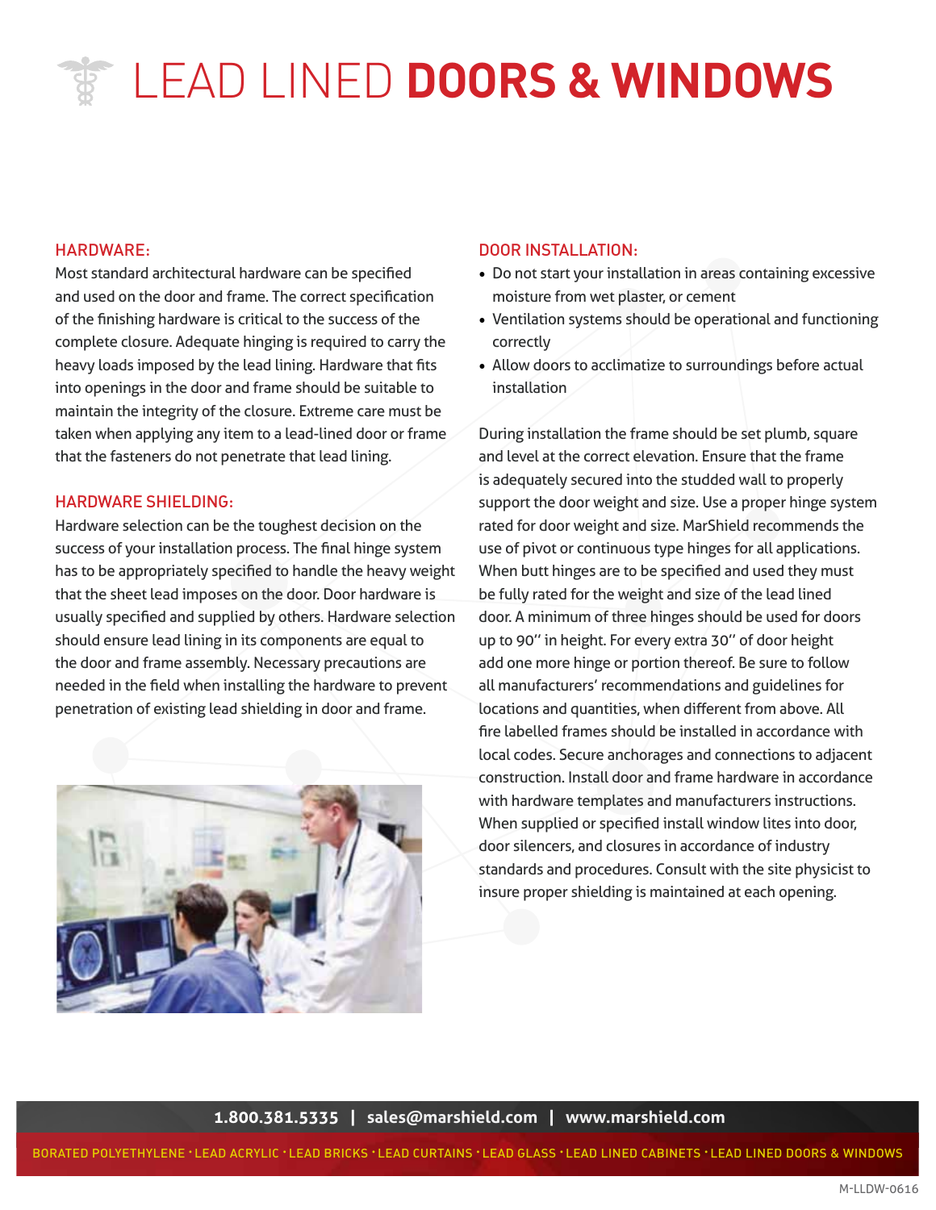# LEAD LINED **DOORS & WINDOWS**

## HARDWARE:

Most standard architectural hardware can be specified and used on the door and frame. The correct specification of the finishing hardware is critical to the success of the complete closure. Adequate hinging is required to carry the heavy loads imposed by the lead lining. Hardware that fits into openings in the door and frame should be suitable to maintain the integrity of the closure. Extreme care must be taken when applying any item to a lead-lined door or frame that the fasteners do not penetrate that lead lining.

## HARDWARE SHIELDING:

Hardware selection can be the toughest decision on the success of your installation process. The final hinge system has to be appropriately specified to handle the heavy weight that the sheet lead imposes on the door. Door hardware is usually specified and supplied by others. Hardware selection should ensure lead lining in its components are equal to the door and frame assembly. Necessary precautions are needed in the field when installing the hardware to prevent penetration of existing lead shielding in door and frame.

## DOOR INSTALLATION:

- Do not start your installation in areas containing excessive moisture from wet plaster, or cement
- Ventilation systems should be operational and functioning correctly
- Allow doors to acclimatize to surroundings before actual installation

During installation the frame should be set plumb, square and level at the correct elevation. Ensure that the frame is adequately secured into the studded wall to properly support the door weight and size. Use a proper hinge system rated for door weight and size. MarShield recommends the use of pivot or continuous type hinges for all applications. When butt hinges are to be specified and used they must be fully rated for the weight and size of the lead lined door. A minimum of three hinges should be used for doors up to 90″ in height. For every extra 30″ of door height add one more hinge or portion thereof. Be sure to follow all manufacturers' recommendations and guidelines for locations and quantities, when different from above. All fire labelled frames should be installed in accordance with local codes. Secure anchorages and connections to adjacent construction. Install door and frame hardware in accordance with hardware templates and manufacturers instructions. When supplied or specified install window lites into door, door silencers, and closures in accordance of industry standards and procedures. Consult with the site physicist to insure proper shielding is maintained at each opening.

**1.800.381.5335 | sales@marshield.com | www.marshield.com**

BORATED POLYETHYLENE · LEAD ACRYLIC · LEAD BRICKS · LEAD CURTAINS · LEAD GLASS · LEAD LINED CABINETS · LEAD LINED DOORS & WINDOWS

M-LLDW-0616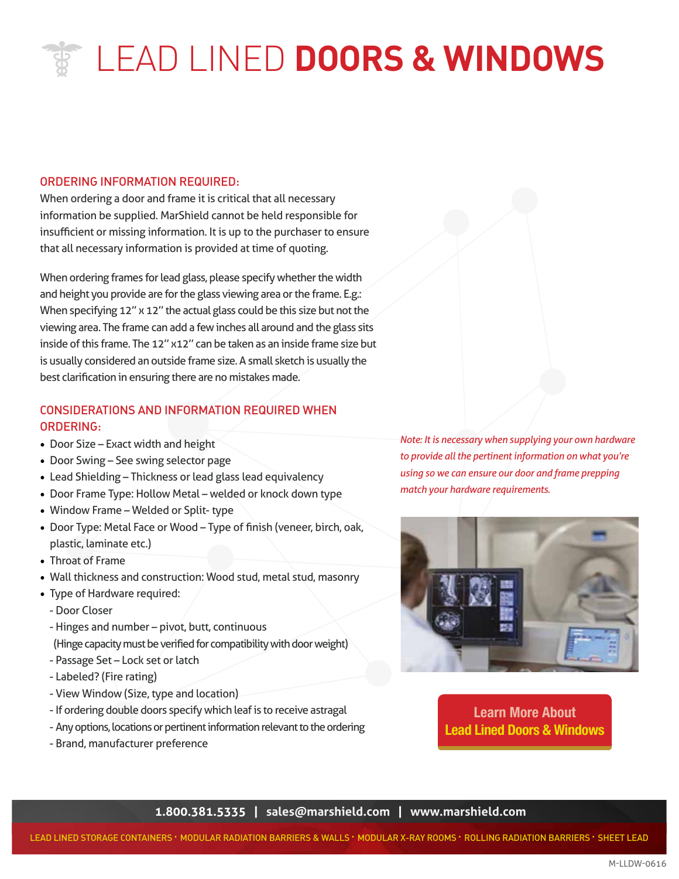# LEAD LINED **DOORS & WINDOWS**

## ORDERING INFORMATION REQUIRED:

When ordering a door and frame it is critical that all necessary information be supplied. MarShield cannot be held responsible for insufficient or missing information. It is up to the purchaser to ensure that all necessary information is provided at time of quoting.

When ordering frames for lead glass, please specify whether the width and height you provide are for the glass viewing area or the frame. E.g.: When specifying 12" x 12" the actual glass could be this size but not the viewing area. The frame can add a few inches all around and the glass sits inside of this frame. The 12" x12" can be taken as an inside frame size but is usually considered an outside frame size. A small sketch is usually the best clarification in ensuring there are no mistakes made.

## CONSIDERATIONS AND INFORMATION REQUIRED WHEN ORDERING:

- Door Size – Exact width and height
- Door Swing – See swing selector page
- Lead Shielding – Thickness or lead glass lead equivalency
- Door Frame Type: Hollow Metal – welded or knock down type
- Window Frame – Welded or Split- type
- Door Type: Metal Face or Wood – Type of finish (veneer, birch, oak, plastic, laminate etc.)
- Throat of Frame
- Wall thickness and construction: Wood stud, metal stud, masonry
- Type of Hardware required:
  - Door Closer
  - Hinges and number – pivot, butt, continuous (Hinge capacity must be verified for compatibility with door weight)
  - Passage Set – Lock set or latch
  - Labeled? (Fire rating)
  - View Window (Size, type and location)
  - If ordering double doors specify which leaf is to receive astragal
  - Any options, locations or pertinent information relevant to the ordering
  - Brand, manufacturer preference

*Note: It is necessary when supplying your own hardware to provide all the pertinent information on what you're using so we can ensure our door and frame prepping match your hardware requirements.*

**Learn More About Lead Lined Doors & Windows**

1.800.381.5335 | sales@marshield.com | www.marshield.com

LEAD LINED STORAGE CONTAINERS · MODULAR RADIATION BARRIERS & WALLS · MODULAR X-RAY ROOMS · ROLLING RADIATION BARRIERS · SHEET LEAD

M-LLDW-0616